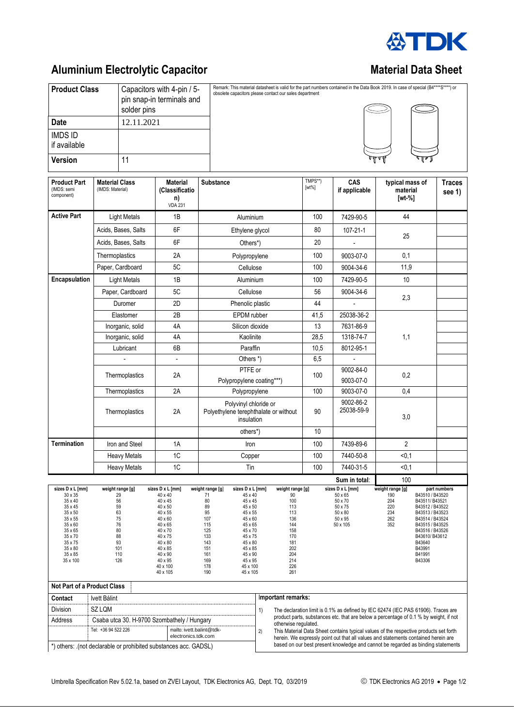TDK

# Aluminium Electrolytic Capacitor

# Material Data Sheet

| | |
|---|---|
| **Product Class** | Capacitors with 4-pin / 5-pin snap-in terminals and solder pins |
| **Date** | 12.11.2021 |
| **IMDS ID** if available | |
| **Version** | 11 |

Remark: This material datasheet is valid for the part numbers contained in the Data Book 2019. In case of special (B4****S****) or obsolete capacitors please contact our sales department

| Product Part (IMDS: semi component) | Material Class (IMDS: Material) | Material (Classification) VDA 231 | Substance | TMPS**) [wt%] | CAS if applicable | typical mass of material [wt-%] | Traces see 1) |
|---|---|---|---|---|---|---|---|
| **Active Part** | Light Metals | 1B | Aluminium | 100 | 7429-90-5 | 44 | |
| | Acids, Bases, Salts | 6F | Ethylene glycol | 80 | 107-21-1 | 25 | |
| | Acids, Bases, Salts | 6F | Others*) | 20 | - | | |
| | Thermoplastics | 2A | Polypropylene | 100 | 9003-07-0 | 0,1 | |
| | Paper, Cardboard | 5C | Cellulose | 100 | 9004-34-6 | 11,9 | |
| **Encapsulation** | Light Metals | 1B | Aluminium | 100 | 7429-90-5 | 10 | |
| | Paper, Cardboard | 5C | Cellulose | 56 | 9004-34-6 | 2,3 | |
| | Duromer | 2D | Phenolic plastic | 44 | - | | |
| | Elastomer | 2B | EPDM rubber | 41,5 | 25038-36-2 | 1,1 | |
| | Inorganic, solid | 4A | Silicon dioxide | 13 | 7631-86-9 | | |
| | Inorganic, solid | 4A | Kaolinite | 28,5 | 1318-74-7 | | |
| | Lubricant | 6B | Paraffin | 10,5 | 8012-95-1 | | |
| | - | - | Others *) | 6,5 | - | | |
| | Thermoplastics | 2A | PTFE or Polypropylene coating***) | 100 | 9002-84-0 9003-07-0 | 0,2 | |
| | Thermoplastics | 2A | Polypropylene | 100 | 9003-07-0 | 0,4 | |
| | Thermoplastics | 2A | Polyvinyl chloride or Polyethylene terephthalate or without insulation | 90 | 9002-86-2 25038-59-9 | 3,0 | |
| | | | others*) | 10 | | | |
| **Termination** | Iron and Steel | 1A | Iron | 100 | 7439-89-6 | 2 | |
| | Heavy Metals | 1C | Copper | 100 | 7440-50-8 | <0,1 | |
| | Heavy Metals | 1C | Tin | 100 | 7440-31-5 | <0,1 | |
| | | | | | **Sum in total:** | 100 | |

| sizes D x L [mm] | weight range [g] | sizes D x L [mm] | weight range [g] | sizes D x L [mm] | weight range [g] | sizes D x L [mm] | weight range [g] | part numbers |
|---|---|---|---|---|---|---|---|---|
| 30 x 35 | 29 | 40 x 40 | 71 | 45 x 40 | 90 | 50 x 65 | 190 | B43510 / B43520 |
| 35 x 40 | 56 | 40 x 45 | 80 | 45 x 45 | 100 | 50 x 70 | 204 | B43511/ B43521 |
| 35 x 45 | 59 | 40 x 50 | 89 | 45 x 50 | 113 | 50 x 75 | 220 | B43512 / B43522 |
| 35 x 50 | 63 | 40 x 55 | 95 | 45 x 55 | 113 | 50 x 80 | 234 | B43513 / B43523 |
| 35 x 55 | 75 | 40 x 60 | 107 | 45 x 60 | 136 | 50 x 95 | 262 | B43514 / B43524 |
| 35 x 60 | 76 | 40 x 65 | 115 | 45 x 65 | 144 | 50 x 105 | 352 | B43515 / B43525 |
| 35 x 65 | 80 | 40 x 70 | 125 | 45 x 70 | 158 | | | B43516 / B43526 |
| 35 x 70 | 88 | 40 x 75 | 133 | 45 x 75 | 170 | | | B43610/ B43612 |
| 35 x 75 | 93 | 40 x 80 | 143 | 45 x 80 | 181 | | | B43640 |
| 35 x 80 | 101 | 40 x 85 | 151 | 45 x 85 | 202 | | | B43991 |
| 35 x 85 | 110 | 40 x 90 | 161 | 45 x 90 | 204 | | | B41991 |
| 35 x 100 | 126 | 40 x 95 | 169 | 45 x 95 | 214 | | | B43306 |
| | | 40 x 100 | 178 | 45 x 100 | 226 | | | |
| | | 40 x 105 | 190 | 45 x 105 | 261 | | | |

**Not Part of a Product Class**

| | | |
|---|---|---|
| **Contact** | Ivett Bálint | |
| Division | SZ LQM | |
| Address | Csaba utca 30. H-9700 Szombathely / Hungary | |
| | Tel: +36 94 522 226 | mailto: ivett.balint@tdk-electronics.tdk.com |

*) others: .(not declarable or prohibited substances acc. GADSL)

**Important remarks:**

1) The declaration limit is 0.1% as defined by IEC 62474 (IEC PAS 61906). Traces are product parts, substances etc. that are below a percentage of 0.1 % by weight, if not otherwise regulated.

2) This Material Data Sheet contains typical values of the respective products set forth herein. We expressly point out that all values and statements contained herein are based on our best present knowledge and cannot be regarded as binding statements

Umbrella Specification Rev 5.02.1a, based on ZVEI Layout, TDK Electronics AG, Dept. TQ, 03/2019

© TDK Electronics AG 2019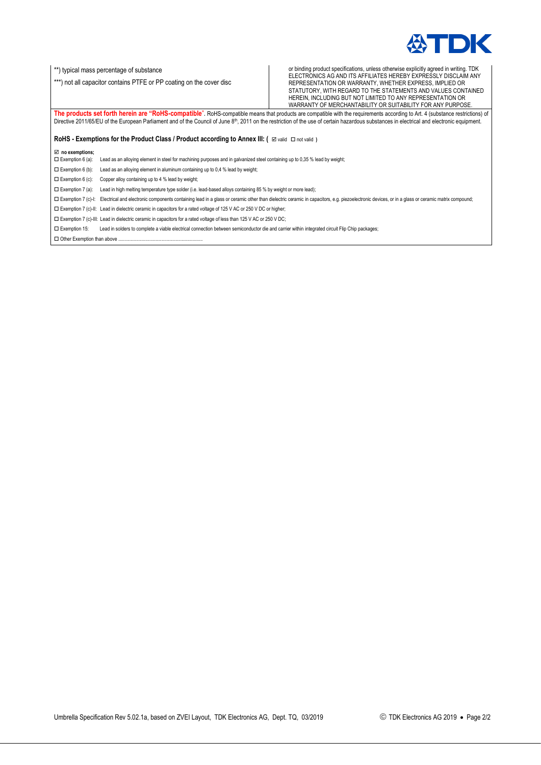**) typical mass percentage of substance

***) not all capacitor contains PTFE or PP coating on the cover disc

or binding product specifications, unless otherwise explicitly agreed in writing. TDK ELECTRONICS AG AND ITS AFFILIATES HEREBY EXPRESSLY DISCLAIM ANY REPRESENTATION OR WARRANTY, WHETHER EXPRESS, IMPLIED OR STATUTORY, WITH REGARD TO THE STATEMENTS AND VALUES CONTAINED HEREIN, INCLUDING BUT NOT LIMITED TO ANY REPRESENTATION OR WARRANTY OF MERCHANTABILITY OR SUITABILITY FOR ANY PURPOSE.

**The products set forth herein are "RoHS-compatible"**. RoHS-compatible means that products are compatible with the requirements according to Art. 4 (substance restrictions) of Directive 2011/65/EU of the European Parliament and of the Council of June 8th, 2011 on the restriction of the use of certain hazardous substances in electrical and electronic equipment.

**RoHS - Exemptions for the Product Class / Product according to Annex III: (** ☑ valid ☐ not valid **)**

☑ **no exemptions;**

☐ Exemption 6 (a): Lead as an alloying element in steel for machining purposes and in galvanized steel containing up to 0,35 % lead by weight;

☐ Exemption 6 (b): Lead as an alloying element in aluminum containing up to 0,4 % lead by weight;

☐ Exemption 6 (c): Copper alloy containing up to 4 % lead by weight;

☐ Exemption 7 (a): Lead in high melting temperature type solder (i.e. lead-based alloys containing 85 % by weight or more lead);

☐ Exemption 7 (c)-I: Electrical and electronic components containing lead in a glass or ceramic other than dielectric ceramic in capacitors, e.g. piezoelectronic devices, or in a glass or ceramic matrix compound;

☐ Exemption 7 (c)-II: Lead in dielectric ceramic in capacitors for a rated voltage of 125 V AC or 250 V DC or higher;

☐ Exemption 7 (c)-III: Lead in dielectric ceramic in capacitors for a rated voltage of less than 125 V AC or 250 V DC;

☐ Exemption 15: Lead in solders to complete a viable electrical connection between semiconductor die and carrier within integrated circuit Flip Chip packages;

☐ Other Exemption than above .....................................................................

Umbrella Specification Rev 5.02.1a, based on ZVEI Layout, TDK Electronics AG, Dept. TQ, 03/2019